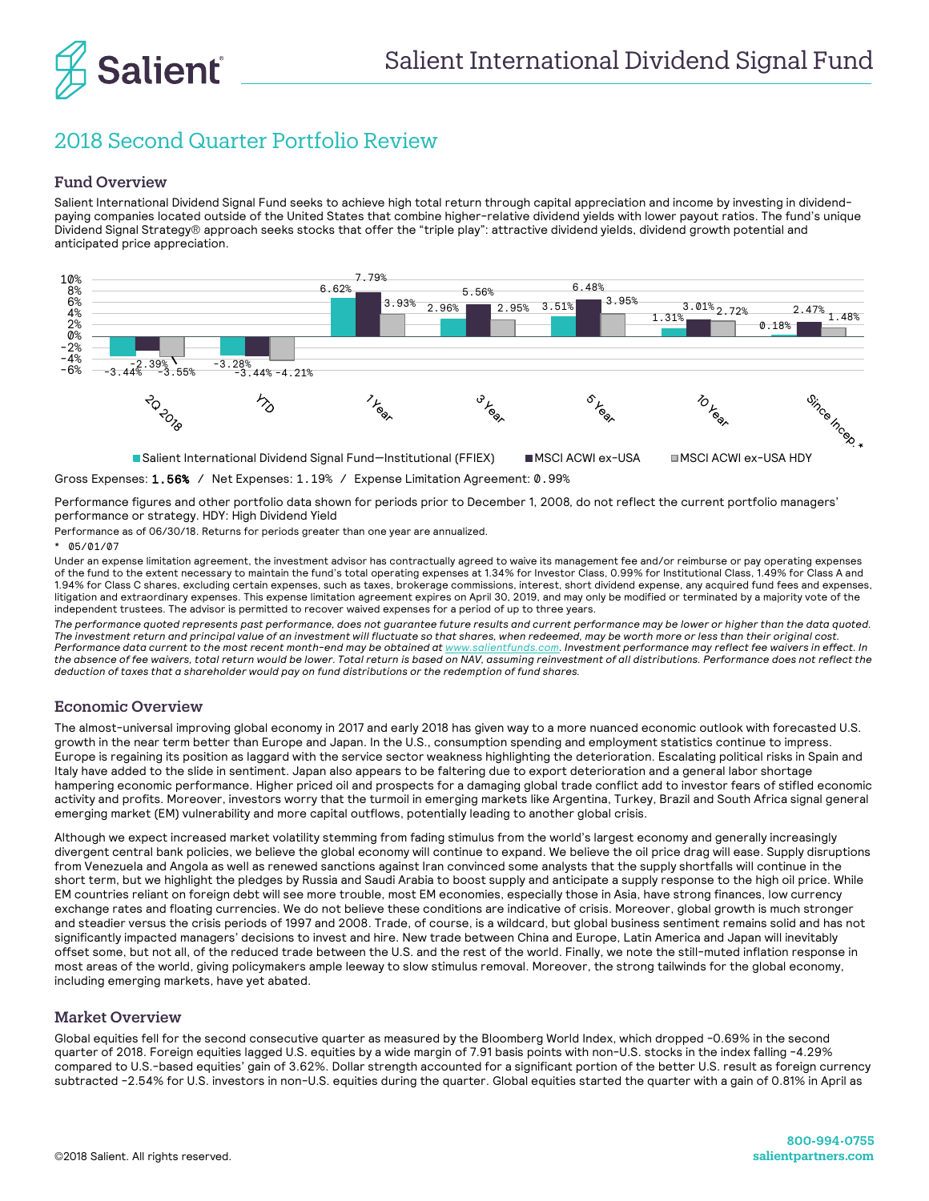Salient International Dividend Signal Fund

## 2018 Second Quarter Portfolio Review

### Fund Overview

Salient International Dividend Signal Fund seeks to achieve high total return through capital appreciation and income by investing in dividend-paying companies located outside of the United States that combine higher-relative dividend yields with lower payout ratios. The fund's unique Dividend Signal Strategy® approach seeks stocks that offer the "triple play": attractive dividend yields, dividend growth potential and anticipated price appreciation.

| | 2Q 2018 | YTD | 1 Year | 3 Year | 5 Year | 10 Year | Since Incep.* |
|---|---|---|---|---|---|---|---|
| Salient International Dividend Signal Fund—Institutional (FFIEX) | -3.44% | -3.28% | 6.62% | 2.96% | 3.51% | 1.31% | 0.18% |
| MSCI ACWI ex-USA | -2.39% | -3.44% | 7.79% | 5.56% | 6.48% | 3.01% | 2.47% |
| MSCI ACWI ex-USA HDY | -3.55% | -4.21% | 3.93% | 2.95% | 3.95% | 2.72% | 1.48% |

Gross Expenses: **1.56%** / Net Expenses: 1.19% / Expense Limitation Agreement: 0.99%

Performance figures and other portfolio data shown for periods prior to December 1, 2008, do not reflect the current portfolio managers' performance or strategy. HDY: High Dividend Yield

Performance as of 06/30/18. Returns for periods greater than one year are annualized.

\* 05/01/07

Under an expense limitation agreement, the investment advisor has contractually agreed to waive its management fee and/or reimburse or pay operating expenses of the fund to the extent necessary to maintain the fund's total operating expenses at 1.34% for Investor Class, 0.99% for Institutional Class, 1.49% for Class A and 1.94% for Class C shares, excluding certain expenses, such as taxes, brokerage commissions, interest, short dividend expense, any acquired fund fees and expenses, litigation and extraordinary expenses. This expense limitation agreement expires on April 30, 2019, and may only be modified or terminated by a majority vote of the independent trustees. The advisor is permitted to recover waived expenses for a period of up to three years.

*The performance quoted represents past performance, does not guarantee future results and current performance may be lower or higher than the data quoted. The investment return and principal value of an investment will fluctuate so that shares, when redeemed, may be worth more or less than their original cost. Performance data current to the most recent month-end may be obtained at www.salientfunds.com. Investment performance may reflect fee waivers in effect. In the absence of fee waivers, total return would be lower. Total return is based on NAV, assuming reinvestment of all distributions. Performance does not reflect the deduction of taxes that a shareholder would pay on fund distributions or the redemption of fund shares.*

### Economic Overview

The almost-universal improving global economy in 2017 and early 2018 has given way to a more nuanced economic outlook with forecasted U.S. growth in the near term better than Europe and Japan. In the U.S., consumption spending and employment statistics continue to impress. Europe is regaining its position as laggard with the service sector weakness highlighting the deterioration. Escalating political risks in Spain and Italy have added to the slide in sentiment. Japan also appears to be faltering due to export deterioration and a general labor shortage hampering economic performance. Higher priced oil and prospects for a damaging global trade conflict add to investor fears of stifled economic activity and profits. Moreover, investors worry that the turmoil in emerging markets like Argentina, Turkey, Brazil and South Africa signal general emerging market (EM) vulnerability and more capital outflows, potentially leading to another global crisis.

Although we expect increased market volatility stemming from fading stimulus from the world's largest economy and generally increasingly divergent central bank policies, we believe the global economy will continue to expand. We believe the oil price drag will ease. Supply disruptions from Venezuela and Angola as well as renewed sanctions against Iran convinced some analysts that the supply shortfalls will continue in the short term, but we highlight the pledges by Russia and Saudi Arabia to boost supply and anticipate a supply response to the high oil price. While EM countries reliant on foreign debt will see more trouble, most EM economies, especially those in Asia, have strong finances, low currency exchange rates and floating currencies. We do not believe these conditions are indicative of crisis. Moreover, global growth is much stronger and steadier versus the crisis periods of 1997 and 2008. Trade, of course, is a wildcard, but global business sentiment remains solid and has not significantly impacted managers' decisions to invest and hire. New trade between China and Europe, Latin America and Japan will inevitably offset some, but not all, of the reduced trade between the U.S. and the rest of the world. Finally, we note the still-muted inflation response in most areas of the world, giving policymakers ample leeway to slow stimulus removal. Moreover, the strong tailwinds for the global economy, including emerging markets, have yet abated.

### Market Overview

Global equities fell for the second consecutive quarter as measured by the Bloomberg World Index, which dropped -0.69% in the second quarter of 2018. Foreign equities lagged U.S. equities by a wide margin of 7.91 basis points with non-U.S. stocks in the index falling -4.29% compared to U.S.-based equities' gain of 3.62%. Dollar strength accounted for a significant portion of the better U.S. result as foreign currency subtracted -2.54% for U.S. investors in non-U.S. equities during the quarter. Global equities started the quarter with a gain of 0.81% in April as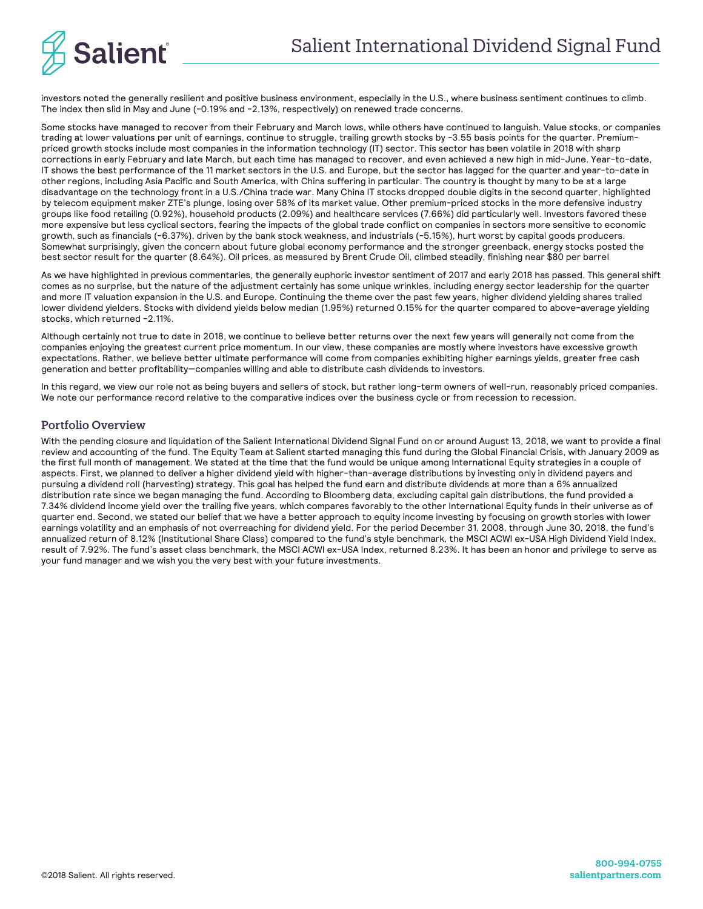investors noted the generally resilient and positive business environment, especially in the U.S., where business sentiment continues to climb. The index then slid in May and June (-0.19% and -2.13%, respectively) on renewed trade concerns.

Some stocks have managed to recover from their February and March lows, while others have continued to languish. Value stocks, or companies trading at lower valuations per unit of earnings, continue to struggle, trailing growth stocks by -3.55 basis points for the quarter. Premium-priced growth stocks include most companies in the information technology (IT) sector. This sector has been volatile in 2018 with sharp corrections in early February and late March, but each time has managed to recover, and even achieved a new high in mid-June. Year-to-date, IT shows the best performance of the 11 market sectors in the U.S. and Europe, but the sector has lagged for the quarter and year-to-date in other regions, including Asia Pacific and South America, with China suffering in particular. The country is thought by many to be at a large disadvantage on the technology front in a U.S./China trade war. Many China IT stocks dropped double digits in the second quarter, highlighted by telecom equipment maker ZTE's plunge, losing over 58% of its market value. Other premium-priced stocks in the more defensive industry groups like food retailing (0.92%), household products (2.09%) and healthcare services (7.66%) did particularly well. Investors favored these more expensive but less cyclical sectors, fearing the impacts of the global trade conflict on companies in sectors more sensitive to economic growth, such as financials (-6.37%), driven by the bank stock weakness, and industrials (-5.15%), hurt worst by capital goods producers. Somewhat surprisingly, given the concern about future global economy performance and the stronger greenback, energy stocks posted the best sector result for the quarter (8.64%). Oil prices, as measured by Brent Crude Oil, climbed steadily, finishing near $80 per barrel

As we have highlighted in previous commentaries, the generally euphoric investor sentiment of 2017 and early 2018 has passed. This general shift comes as no surprise, but the nature of the adjustment certainly has some unique wrinkles, including energy sector leadership for the quarter and more IT valuation expansion in the U.S. and Europe. Continuing the theme over the past few years, higher dividend yielding shares trailed lower dividend yielders. Stocks with dividend yields below median (1.95%) returned 0.15% for the quarter compared to above-average yielding stocks, which returned -2.11%.

Although certainly not true to date in 2018, we continue to believe better returns over the next few years will generally not come from the companies enjoying the greatest current price momentum. In our view, these companies are mostly where investors have excessive growth expectations. Rather, we believe better ultimate performance will come from companies exhibiting higher earnings yields, greater free cash generation and better profitability—companies willing and able to distribute cash dividends to investors.

In this regard, we view our role not as being buyers and sellers of stock, but rather long-term owners of well-run, reasonably priced companies. We note our performance record relative to the comparative indices over the business cycle or from recession to recession.

## Portfolio Overview

With the pending closure and liquidation of the Salient International Dividend Signal Fund on or around August 13, 2018, we want to provide a final review and accounting of the fund. The Equity Team at Salient started managing this fund during the Global Financial Crisis, with January 2009 as the first full month of management. We stated at the time that the fund would be unique among International Equity strategies in a couple of aspects. First, we planned to deliver a higher dividend yield with higher-than-average distributions by investing only in dividend payers and pursuing a dividend roll (harvesting) strategy. This goal has helped the fund earn and distribute dividends at more than a 6% annualized distribution rate since we began managing the fund. According to Bloomberg data, excluding capital gain distributions, the fund provided a 7.34% dividend income yield over the trailing five years, which compares favorably to the other International Equity funds in their universe as of quarter end. Second, we stated our belief that we have a better approach to equity income investing by focusing on growth stories with lower earnings volatility and an emphasis of not overreaching for dividend yield. For the period December 31, 2008, through June 30, 2018, the fund's annualized return of 8.12% (Institutional Share Class) compared to the fund's style benchmark, the MSCI ACWI ex-USA High Dividend Yield Index, result of 7.92%. The fund's asset class benchmark, the MSCI ACWI ex-USA Index, returned 8.23%. It has been an honor and privilege to serve as your fund manager and we wish you the very best with your future investments.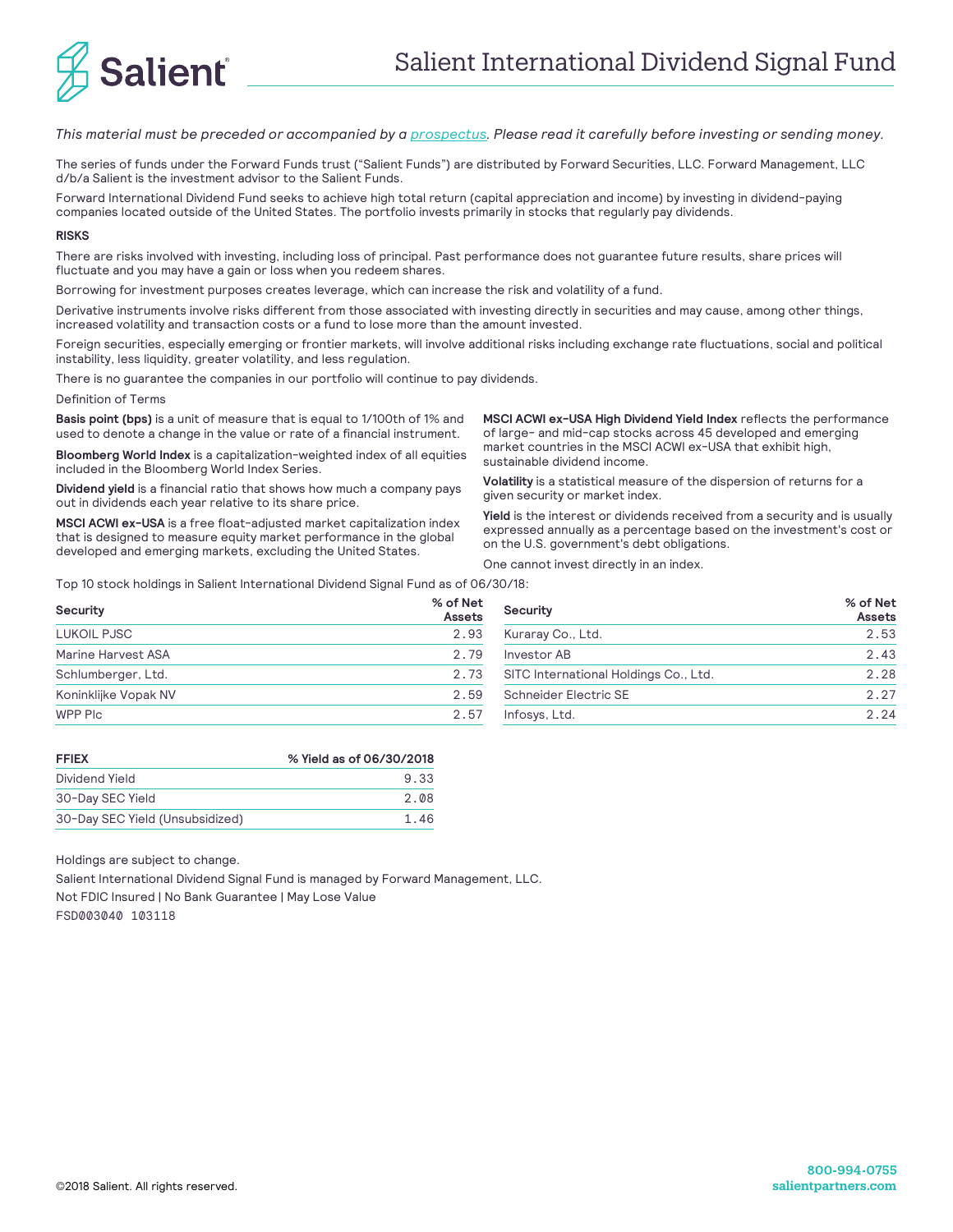# Salient International Dividend Signal Fund

*This material must be preceded or accompanied by a prospectus. Please read it carefully before investing or sending money.*

The series of funds under the Forward Funds trust ("Salient Funds") are distributed by Forward Securities, LLC. Forward Management, LLC d/b/a Salient is the investment advisor to the Salient Funds.

Forward International Dividend Fund seeks to achieve high total return (capital appreciation and income) by investing in dividend-paying companies located outside of the United States. The portfolio invests primarily in stocks that regularly pay dividends.

**RISKS**

There are risks involved with investing, including loss of principal. Past performance does not guarantee future results, share prices will fluctuate and you may have a gain or loss when you redeem shares.

Borrowing for investment purposes creates leverage, which can increase the risk and volatility of a fund.

Derivative instruments involve risks different from those associated with investing directly in securities and may cause, among other things, increased volatility and transaction costs or a fund to lose more than the amount invested.

Foreign securities, especially emerging or frontier markets, will involve additional risks including exchange rate fluctuations, social and political instability, less liquidity, greater volatility, and less regulation.

There is no guarantee the companies in our portfolio will continue to pay dividends.

Definition of Terms

**Basis point (bps)** is a unit of measure that is equal to 1/100th of 1% and used to denote a change in the value or rate of a financial instrument.

**Bloomberg World Index** is a capitalization-weighted index of all equities included in the Bloomberg World Index Series.

**Dividend yield** is a financial ratio that shows how much a company pays out in dividends each year relative to its share price.

**MSCI ACWI ex-USA** is a free float-adjusted market capitalization index that is designed to measure equity market performance in the global developed and emerging markets, excluding the United States.

**MSCI ACWI ex-USA High Dividend Yield Index** reflects the performance of large- and mid-cap stocks across 45 developed and emerging market countries in the MSCI ACWI ex-USA that exhibit high, sustainable dividend income.

**Volatility** is a statistical measure of the dispersion of returns for a given security or market index.

**Yield** is the interest or dividends received from a security and is usually expressed annually as a percentage based on the investment's cost or on the U.S. government's debt obligations.

One cannot invest directly in an index.

Top 10 stock holdings in Salient International Dividend Signal Fund as of 06/30/18:

| Security | % of Net Assets | Security | % of Net Assets |
|---|---|---|---|
| LUKOIL PJSC | 2.93 | Kuraray Co., Ltd. | 2.53 |
| Marine Harvest ASA | 2.79 | Investor AB | 2.43 |
| Schlumberger, Ltd. | 2.73 | SITC International Holdings Co., Ltd. | 2.28 |
| Koninklijke Vopak NV | 2.59 | Schneider Electric SE | 2.27 |
| WPP Plc | 2.57 | Infosys, Ltd. | 2.24 |

| FFIEX | % Yield as of 06/30/2018 |
|---|---|
| Dividend Yield | 9.33 |
| 30-Day SEC Yield | 2.08 |
| 30-Day SEC Yield (Unsubsidized) | 1.46 |

Holdings are subject to change.

Salient International Dividend Signal Fund is managed by Forward Management, LLC.

Not FDIC Insured | No Bank Guarantee | May Lose Value

FSD003040 103118

©2018 Salient. All rights reserved.

800-994-0755
salientpartners.com